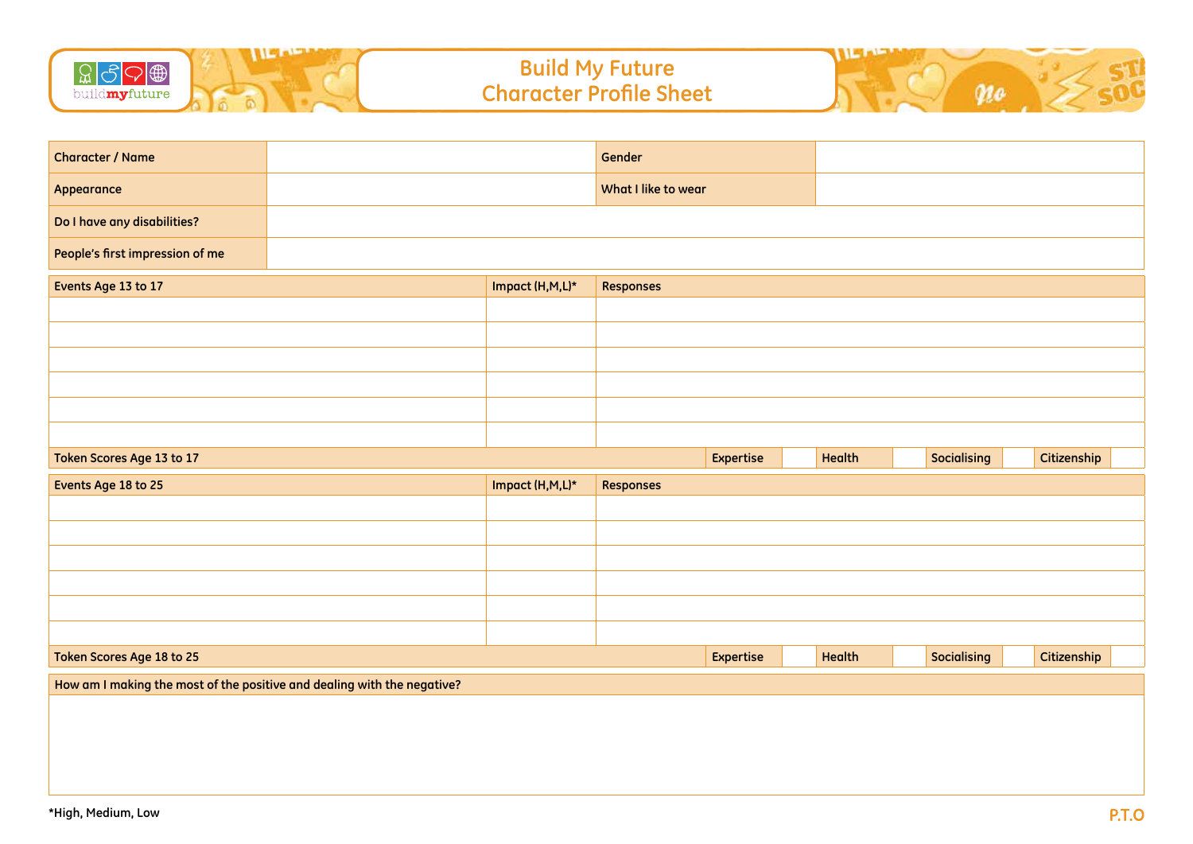# Build My Future
## Character Profile Sheet

| Character / Name | | Gender | |
|---|---|---|---|
| Appearance | | What I like to wear | |
| Do I have any disabilities? | | | |
| People's first impression of me | | | |

| Events Age 13 to 17 | Impact (H,M,L)* | Responses |
|---|---|---|
| | | |
| | | |
| | | |
| | | |
| | | |
| | | |

| Token Scores Age 13 to 17 | Expertise | | Health | | Socialising | | Citizenship | |
|---|---|---|---|---|---|---|---|---|

| Events Age 18 to 25 | Impact (H,M,L)* | Responses |
|---|---|---|
| | | |
| | | |
| | | |
| | | |
| | | |
| | | |

| Token Scores Age 18 to 25 | Expertise | | Health | | Socialising | | Citizenship | |
|---|---|---|---|---|---|---|---|---|

| How am I making the most of the positive and dealing with the negative? |
|---|
| |

*High, Medium, Low

P.T.O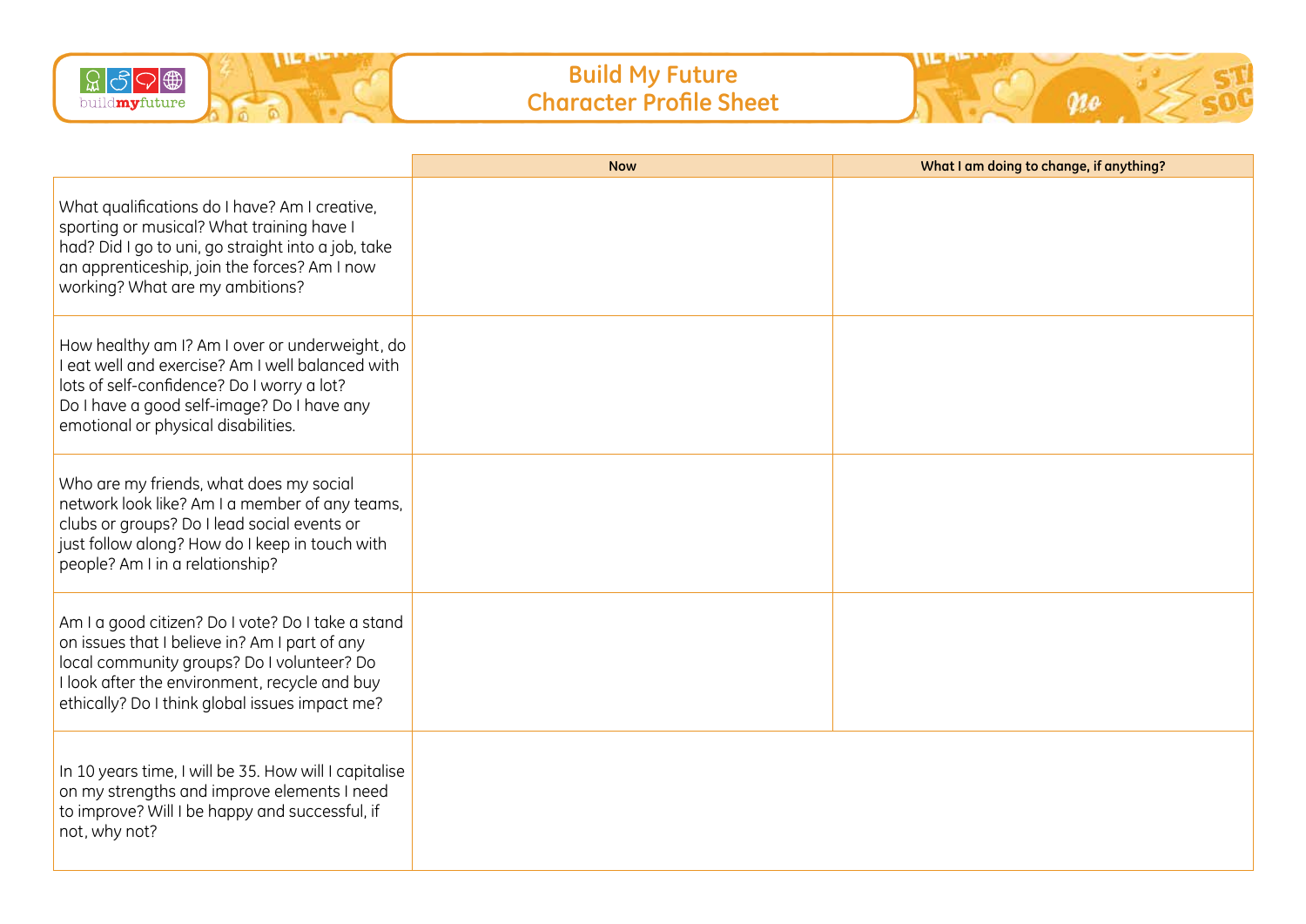# Build My Future Character Profile Sheet

| | Now | What I am doing to change, if anything? |
|---|---|---|
| What qualifications do I have? Am I creative, sporting or musical? What training have I had? Did I go to uni, go straight into a job, take an apprenticeship, join the forces? Am I now working? What are my ambitions? | | |
| How healthy am I? Am I over or underweight, do I eat well and exercise? Am I well balanced with lots of self-confidence? Do I worry a lot? Do I have a good self-image? Do I have any emotional or physical disabilities. | | |
| Who are my friends, what does my social network look like? Am I a member of any teams, clubs or groups? Do I lead social events or just follow along? How do I keep in touch with people? Am I in a relationship? | | |
| Am I a good citizen? Do I vote? Do I take a stand on issues that I believe in? Am I part of any local community groups? Do I volunteer? Do I look after the environment, recycle and buy ethically? Do I think global issues impact me? | | |
| In 10 years time, I will be 35. How will I capitalise on my strengths and improve elements I need to improve? Will I be happy and successful, if not, why not? | | |